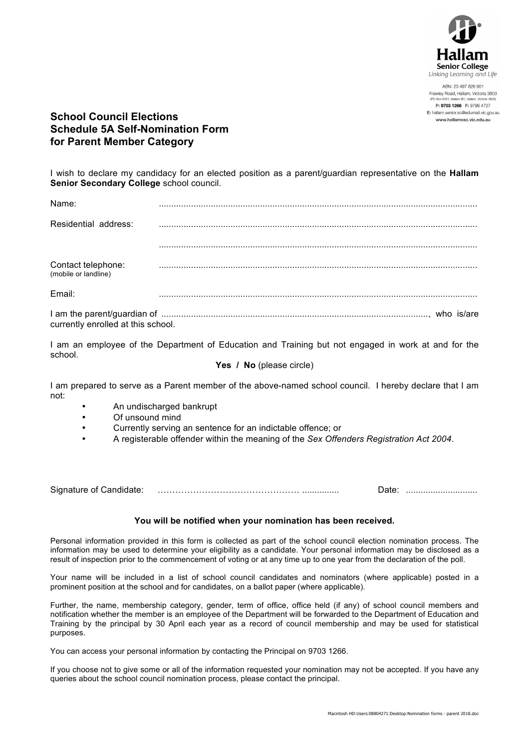Hallam
Senior College
*Linking Learning and Life*

ABN: 23 497 826 901
Frawley Road, Hallam, Victoria 3803
(PO Box 5031, Hallam BC, Hallam, Victoria 3803)
**P: 9703 1266** F: 9796 4727
E: hallam.senior.sc@edumail.vic.gov.au
**www.hallamssc.vic.edu.au**

## School Council Elections
## Schedule 5A Self-Nomination Form
## for Parent Member Category

I wish to declare my candidacy for an elected position as a parent/guardian representative on the **Hallam Senior Secondary College** school council.

Name: ..............................................................................................................................

Residential address: ..............................................................................................................................

..............................................................................................................................

Contact telephone: ..............................................................................................................................
(mobile or landline)

Email: ..............................................................................................................................

I am the parent/guardian of ..........................................................................................................., who is/are currently enrolled at this school.

I am an employee of the Department of Education and Training but not engaged in work at and for the school.

**Yes / No** (please circle)

I am prepared to serve as a Parent member of the above-named school council. I hereby declare that I am not:

- An undischarged bankrupt
- Of unsound mind
- Currently serving an sentence for an indictable offence; or
- A registerable offender within the meaning of the *Sex Offenders Registration Act 2004*.

Signature of Candidate: ………………………………………… ............... Date: .............................

**You will be notified when your nomination has been received.**

Personal information provided in this form is collected as part of the school council election nomination process. The information may be used to determine your eligibility as a candidate. Your personal information may be disclosed as a result of inspection prior to the commencement of voting or at any time up to one year from the declaration of the poll.

Your name will be included in a list of school council candidates and nominators (where applicable) posted in a prominent position at the school and for candidates, on a ballot paper (where applicable).

Further, the name, membership category, gender, term of office, office held (if any) of school council members and notification whether the member is an employee of the Department will be forwarded to the Department of Education and Training by the principal by 30 April each year as a record of council membership and may be used for statistical purposes.

You can access your personal information by contacting the Principal on 9703 1266.

If you choose not to give some or all of the information requested your nomination may not be accepted. If you have any queries about the school council nomination process, please contact the principal.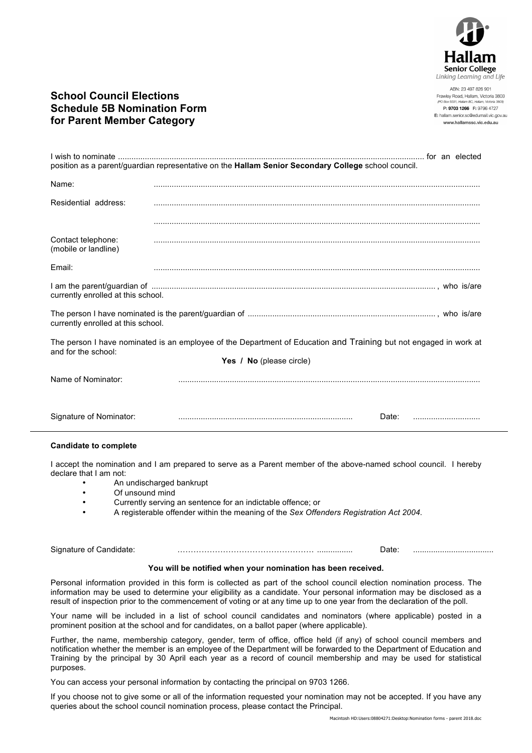Hallam
Senior College
Linking Learning and Life

ABN: 23 497 826 901
Frawley Road, Hallam, Victoria 3803
(PO Box 5031, Hallam BC, Hallam, Victoria 3803)
P: 9703 1266 F: 9796 4727
E: hallam.senior.sc@edumail.vic.gov.au
www.hallamssc.vic.edu.au

# School Council Elections
# Schedule 5B Nomination Form
# for Parent Member Category

I wish to nominate ........................................................................................................................................ for an elected position as a parent/guardian representative on the **Hallam Senior Secondary College** school council.

Name: ................................................................................................................................................

Residential address: ................................................................................................................................................

................................................................................................................................................

Contact telephone: (mobile or landline) ................................................................................................................................................

Email: ................................................................................................................................................

I am the parent/guardian of ............................................................................................................................. , who is/are currently enrolled at this school.

The person I have nominated is the parent/guardian of ................................................................................... , who is/are currently enrolled at this school.

The person I have nominated is an employee of the Department of Education and Training but not engaged in work at and for the school:

**Yes / No** (please circle)

Name of Nominator: ....................................................................................................................................

Signature of Nominator: ............................................................................. Date: ..............................

---

**Candidate to complete**

I accept the nomination and I am prepared to serve as a Parent member of the above-named school council. I hereby declare that I am not:

- An undischarged bankrupt
- Of unsound mind
- Currently serving an sentence for an indictable offence; or
- A registerable offender within the meaning of the *Sex Offenders Registration Act 2004*.

Signature of Candidate: …………………………………………… ............... Date: ...................................

**You will be notified when your nomination has been received.**

Personal information provided in this form is collected as part of the school council election nomination process. The information may be used to determine your eligibility as a candidate. Your personal information may be disclosed as a result of inspection prior to the commencement of voting or at any time up to one year from the declaration of the poll.

Your name will be included in a list of school council candidates and nominators (where applicable) posted in a prominent position at the school and for candidates, on a ballot paper (where applicable).

Further, the name, membership category, gender, term of office, office held (if any) of school council members and notification whether the member is an employee of the Department will be forwarded to the Department of Education and Training by the principal by 30 April each year as a record of council membership and may be used for statistical purposes.

You can access your personal information by contacting the principal on 9703 1266.

If you choose not to give some or all of the information requested your nomination may not be accepted. If you have any queries about the school council nomination process, please contact the Principal.

Macintosh HD:Users:08804271:Desktop:Nomination forms - parent 2018.doc